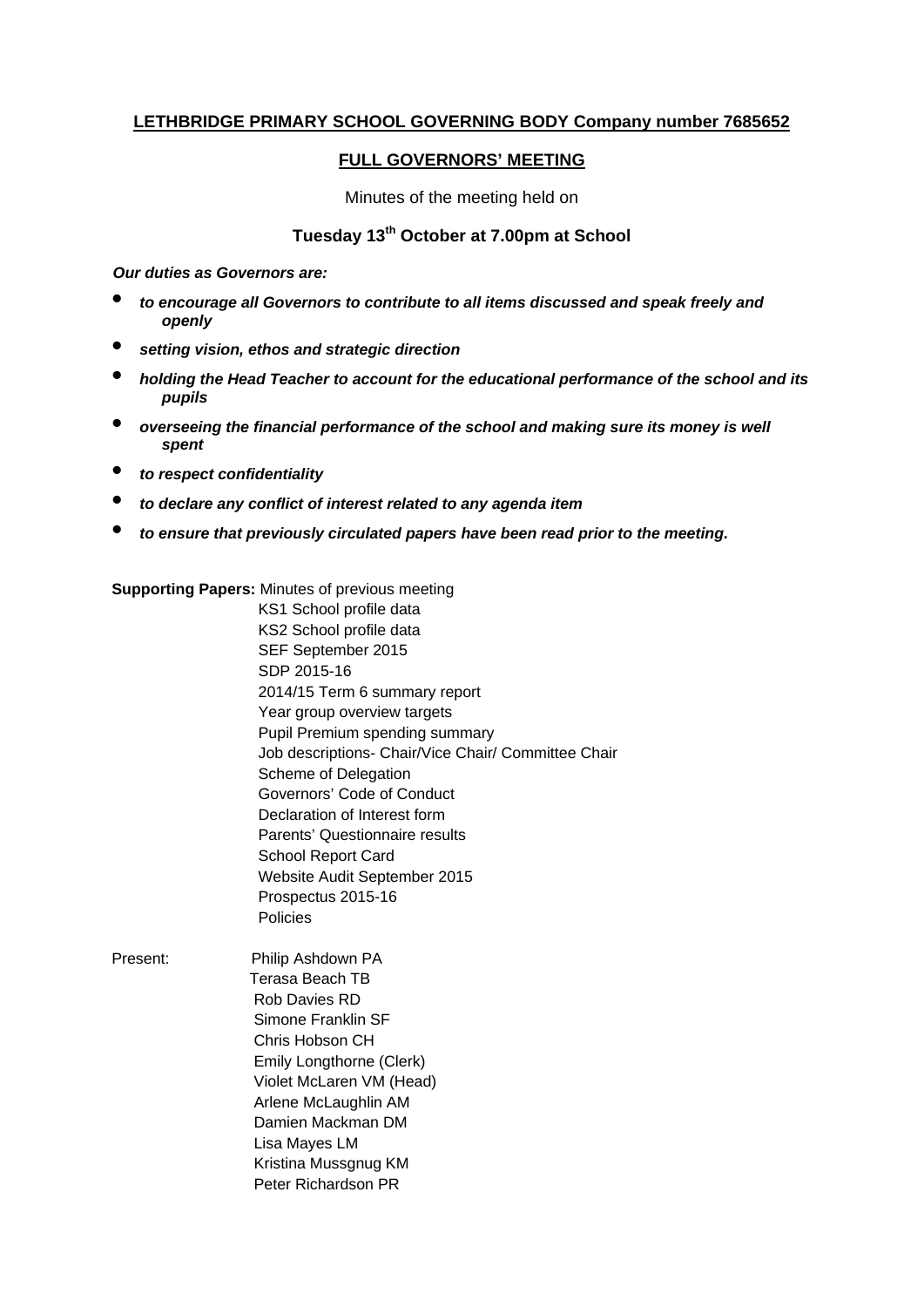**LETHBRIDGE PRIMARY SCHOOL GOVERNING BODY Company number 7685652**

**FULL GOVERNORS' MEETING**

Minutes of the meeting held on

**Tuesday 13th October at 7.00pm at School**

***Our duties as Governors are:***

- ***to encourage all Governors to contribute to all items discussed and speak freely and openly***
- ***setting vision, ethos and strategic direction***
- ***holding the Head Teacher to account for the educational performance of the school and its pupils***
- ***overseeing the financial performance of the school and making sure its money is well spent***
- ***to respect confidentiality***
- ***to declare any conflict of interest related to any agenda item***
- ***to ensure that previously circulated papers have been read prior to the meeting.***

**Supporting Papers:** Minutes of previous meeting
KS1 School profile data
KS2 School profile data
SEF September 2015
SDP 2015-16
2014/15 Term 6 summary report
Year group overview targets
Pupil Premium spending summary
Job descriptions- Chair/Vice Chair/ Committee Chair
Scheme of Delegation
Governors' Code of Conduct
Declaration of Interest form
Parents' Questionnaire results
School Report Card
Website Audit September 2015
Prospectus 2015-16
Policies

Present:
Philip Ashdown PA
Terasa Beach TB
Rob Davies RD
Simone Franklin SF
Chris Hobson CH
Emily Longthorne (Clerk)
Violet McLaren VM (Head)
Arlene McLaughlin AM
Damien Mackman DM
Lisa Mayes LM
Kristina Mussgnug KM
Peter Richardson PR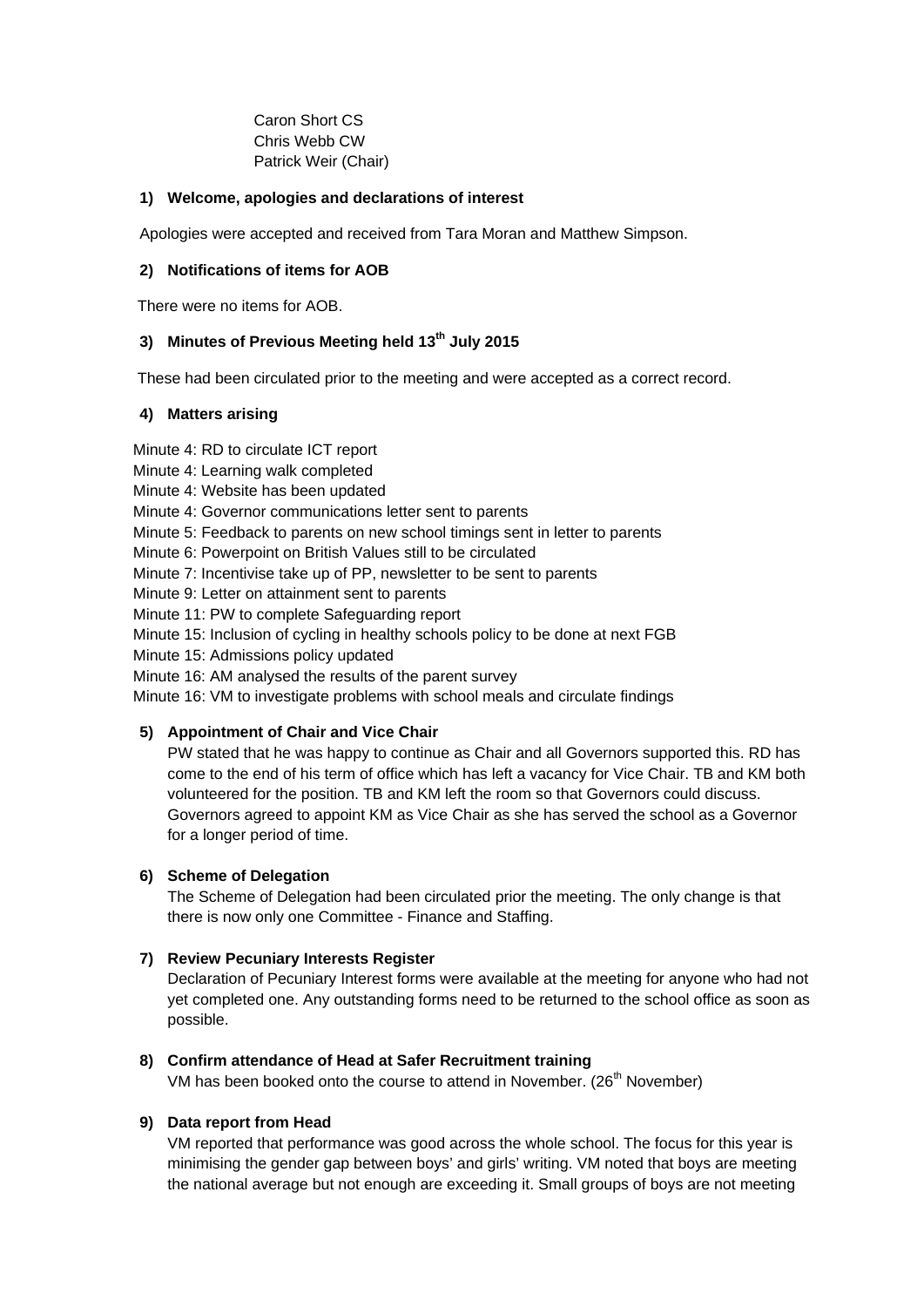Caron Short CS
Chris Webb CW
Patrick Weir (Chair)

**1) Welcome, apologies and declarations of interest**

Apologies were accepted and received from Tara Moran and Matthew Simpson.

**2) Notifications of items for AOB**

There were no items for AOB.

**3) Minutes of Previous Meeting held 13th July 2015**

These had been circulated prior to the meeting and were accepted as a correct record.

**4) Matters arising**

Minute 4: RD to circulate ICT report
Minute 4: Learning walk completed
Minute 4: Website has been updated
Minute 4: Governor communications letter sent to parents
Minute 5: Feedback to parents on new school timings sent in letter to parents
Minute 6: Powerpoint on British Values still to be circulated
Minute 7: Incentivise take up of PP, newsletter to be sent to parents
Minute 9: Letter on attainment sent to parents
Minute 11: PW to complete Safeguarding report
Minute 15: Inclusion of cycling in healthy schools policy to be done at next FGB
Minute 15: Admissions policy updated
Minute 16: AM analysed the results of the parent survey
Minute 16: VM to investigate problems with school meals and circulate findings

**5) Appointment of Chair and Vice Chair**

PW stated that he was happy to continue as Chair and all Governors supported this. RD has come to the end of his term of office which has left a vacancy for Vice Chair. TB and KM both volunteered for the position. TB and KM left the room so that Governors could discuss. Governors agreed to appoint KM as Vice Chair as she has served the school as a Governor for a longer period of time.

**6) Scheme of Delegation**

The Scheme of Delegation had been circulated prior the meeting. The only change is that there is now only one Committee - Finance and Staffing.

**7) Review Pecuniary Interests Register**

Declaration of Pecuniary Interest forms were available at the meeting for anyone who had not yet completed one. Any outstanding forms need to be returned to the school office as soon as possible.

**8) Confirm attendance of Head at Safer Recruitment training**

VM has been booked onto the course to attend in November. (26th November)

**9) Data report from Head**

VM reported that performance was good across the whole school. The focus for this year is minimising the gender gap between boys' and girls' writing. VM noted that boys are meeting the national average but not enough are exceeding it. Small groups of boys are not meeting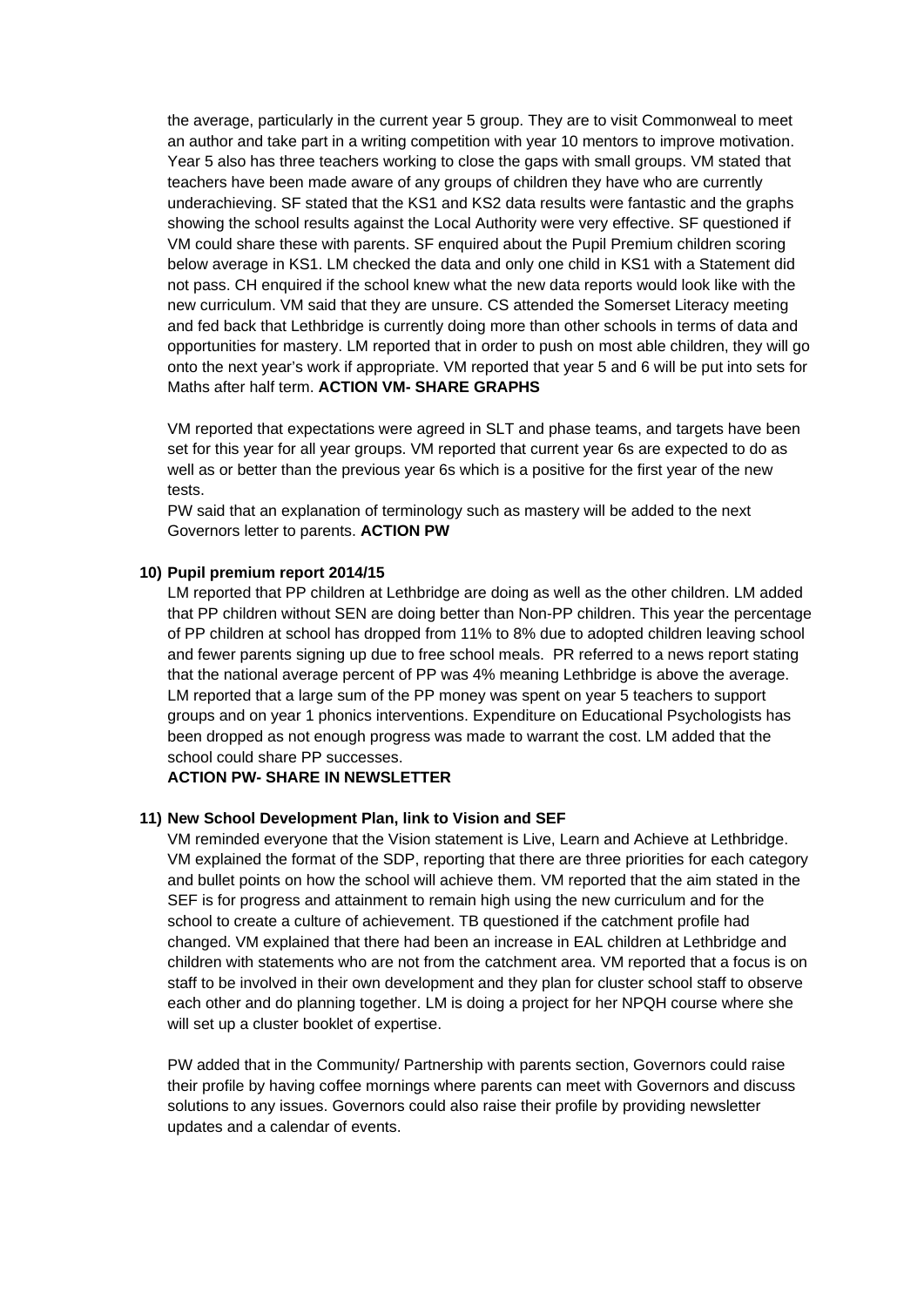the average, particularly in the current year 5 group. They are to visit Commonweal to meet an author and take part in a writing competition with year 10 mentors to improve motivation. Year 5 also has three teachers working to close the gaps with small groups. VM stated that teachers have been made aware of any groups of children they have who are currently underachieving. SF stated that the KS1 and KS2 data results were fantastic and the graphs showing the school results against the Local Authority were very effective. SF questioned if VM could share these with parents. SF enquired about the Pupil Premium children scoring below average in KS1. LM checked the data and only one child in KS1 with a Statement did not pass. CH enquired if the school knew what the new data reports would look like with the new curriculum. VM said that they are unsure. CS attended the Somerset Literacy meeting and fed back that Lethbridge is currently doing more than other schools in terms of data and opportunities for mastery. LM reported that in order to push on most able children, they will go onto the next year's work if appropriate. VM reported that year 5 and 6 will be put into sets for Maths after half term. **ACTION VM- SHARE GRAPHS**

VM reported that expectations were agreed in SLT and phase teams, and targets have been set for this year for all year groups. VM reported that current year 6s are expected to do as well as or better than the previous year 6s which is a positive for the first year of the new tests.
PW said that an explanation of terminology such as mastery will be added to the next Governors letter to parents. **ACTION PW**

**10) Pupil premium report 2014/15**

LM reported that PP children at Lethbridge are doing as well as the other children. LM added that PP children without SEN are doing better than Non-PP children. This year the percentage of PP children at school has dropped from 11% to 8% due to adopted children leaving school and fewer parents signing up due to free school meals. PR referred to a news report stating that the national average percent of PP was 4% meaning Lethbridge is above the average. LM reported that a large sum of the PP money was spent on year 5 teachers to support groups and on year 1 phonics interventions. Expenditure on Educational Psychologists has been dropped as not enough progress was made to warrant the cost. LM added that the school could share PP successes.
**ACTION PW- SHARE IN NEWSLETTER**

**11) New School Development Plan, link to Vision and SEF**

VM reminded everyone that the Vision statement is Live, Learn and Achieve at Lethbridge. VM explained the format of the SDP, reporting that there are three priorities for each category and bullet points on how the school will achieve them. VM reported that the aim stated in the SEF is for progress and attainment to remain high using the new curriculum and for the school to create a culture of achievement. TB questioned if the catchment profile had changed. VM explained that there had been an increase in EAL children at Lethbridge and children with statements who are not from the catchment area. VM reported that a focus is on staff to be involved in their own development and they plan for cluster school staff to observe each other and do planning together. LM is doing a project for her NPQH course where she will set up a cluster booklet of expertise.

PW added that in the Community/ Partnership with parents section, Governors could raise their profile by having coffee mornings where parents can meet with Governors and discuss solutions to any issues. Governors could also raise their profile by providing newsletter updates and a calendar of events.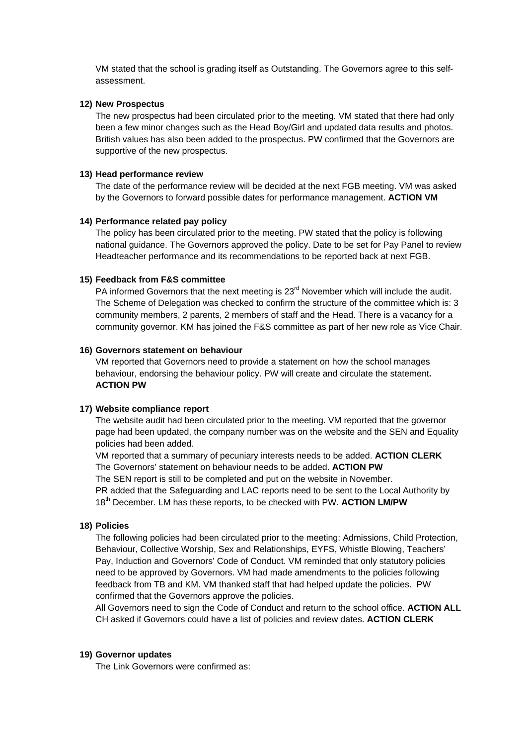VM stated that the school is grading itself as Outstanding. The Governors agree to this self-assessment.

**12) New Prospectus**

The new prospectus had been circulated prior to the meeting. VM stated that there had only been a few minor changes such as the Head Boy/Girl and updated data results and photos. British values has also been added to the prospectus. PW confirmed that the Governors are supportive of the new prospectus.

**13) Head performance review**

The date of the performance review will be decided at the next FGB meeting. VM was asked by the Governors to forward possible dates for performance management. **ACTION VM**

**14) Performance related pay policy**

The policy has been circulated prior to the meeting. PW stated that the policy is following national guidance. The Governors approved the policy. Date to be set for Pay Panel to review Headteacher performance and its recommendations to be reported back at next FGB.

**15) Feedback from F&S committee**

PA informed Governors that the next meeting is 23rd November which will include the audit. The Scheme of Delegation was checked to confirm the structure of the committee which is: 3 community members, 2 parents, 2 members of staff and the Head. There is a vacancy for a community governor. KM has joined the F&S committee as part of her new role as Vice Chair.

**16) Governors statement on behaviour**

VM reported that Governors need to provide a statement on how the school manages behaviour, endorsing the behaviour policy. PW will create and circulate the statement. **ACTION PW**

**17) Website compliance report**

The website audit had been circulated prior to the meeting. VM reported that the governor page had been updated, the company number was on the website and the SEN and Equality policies had been added.

VM reported that a summary of pecuniary interests needs to be added. **ACTION CLERK**

The Governors' statement on behaviour needs to be added. **ACTION PW**

The SEN report is still to be completed and put on the website in November.

PR added that the Safeguarding and LAC reports need to be sent to the Local Authority by 18th December. LM has these reports, to be checked with PW. **ACTION LM/PW**

**18) Policies**

The following policies had been circulated prior to the meeting: Admissions, Child Protection, Behaviour, Collective Worship, Sex and Relationships, EYFS, Whistle Blowing, Teachers' Pay, Induction and Governors' Code of Conduct. VM reminded that only statutory policies need to be approved by Governors. VM had made amendments to the policies following feedback from TB and KM. VM thanked staff that had helped update the policies. PW confirmed that the Governors approve the policies.

All Governors need to sign the Code of Conduct and return to the school office. **ACTION ALL**

CH asked if Governors could have a list of policies and review dates. **ACTION CLERK**

**19) Governor updates**

The Link Governors were confirmed as: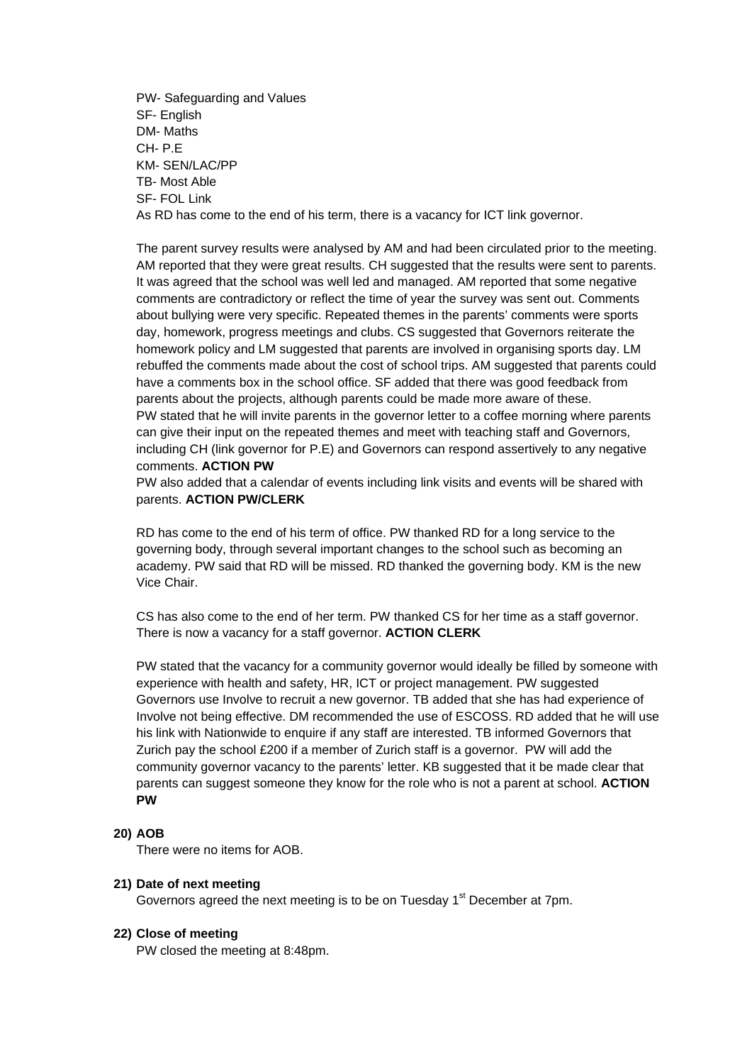PW- Safeguarding and Values
SF- English
DM- Maths
CH- P.E
KM- SEN/LAC/PP
TB- Most Able
SF- FOL Link
As RD has come to the end of his term, there is a vacancy for ICT link governor.

The parent survey results were analysed by AM and had been circulated prior to the meeting. AM reported that they were great results. CH suggested that the results were sent to parents. It was agreed that the school was well led and managed. AM reported that some negative comments are contradictory or reflect the time of year the survey was sent out. Comments about bullying were very specific. Repeated themes in the parents' comments were sports day, homework, progress meetings and clubs. CS suggested that Governors reiterate the homework policy and LM suggested that parents are involved in organising sports day. LM rebuffed the comments made about the cost of school trips. AM suggested that parents could have a comments box in the school office. SF added that there was good feedback from parents about the projects, although parents could be made more aware of these.
PW stated that he will invite parents in the governor letter to a coffee morning where parents can give their input on the repeated themes and meet with teaching staff and Governors, including CH (link governor for P.E) and Governors can respond assertively to any negative comments. **ACTION PW**
PW also added that a calendar of events including link visits and events will be shared with parents. **ACTION PW/CLERK**

RD has come to the end of his term of office. PW thanked RD for a long service to the governing body, through several important changes to the school such as becoming an academy. PW said that RD will be missed. RD thanked the governing body. KM is the new Vice Chair.

CS has also come to the end of her term. PW thanked CS for her time as a staff governor. There is now a vacancy for a staff governor. **ACTION CLERK**

PW stated that the vacancy for a community governor would ideally be filled by someone with experience with health and safety, HR, ICT or project management. PW suggested Governors use Involve to recruit a new governor. TB added that she has had experience of Involve not being effective. DM recommended the use of ESCOSS. RD added that he will use his link with Nationwide to enquire if any staff are interested. TB informed Governors that Zurich pay the school £200 if a member of Zurich staff is a governor. PW will add the community governor vacancy to the parents' letter. KB suggested that it be made clear that parents can suggest someone they know for the role who is not a parent at school. **ACTION PW**

**20) AOB**

There were no items for AOB.

**21) Date of next meeting**

Governors agreed the next meeting is to be on Tuesday 1st December at 7pm.

**22) Close of meeting**

PW closed the meeting at 8:48pm.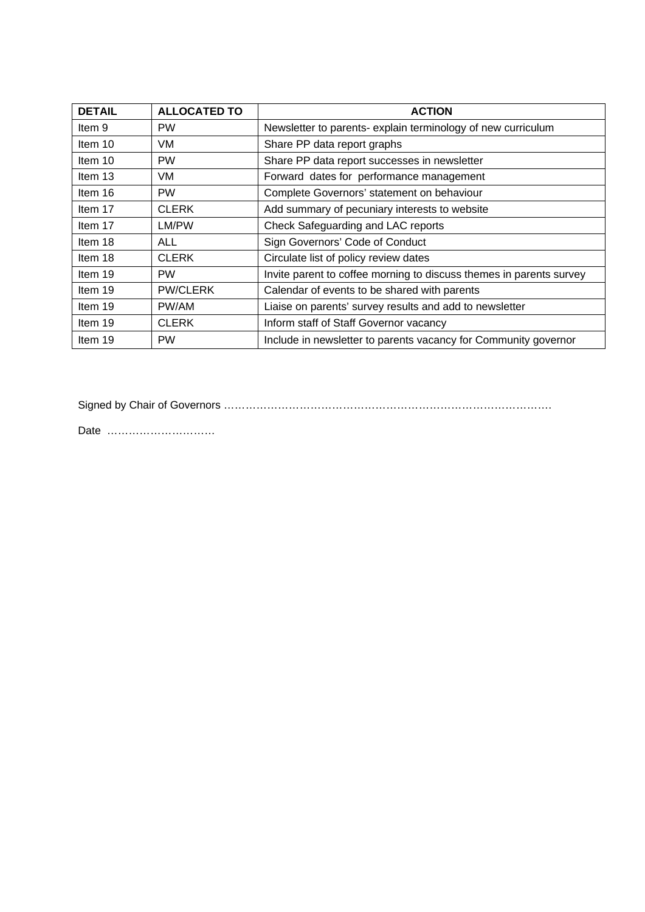| DETAIL | ALLOCATED TO | ACTION |
|---|---|---|
| Item 9 | PW | Newsletter to parents- explain terminology of new curriculum |
| Item 10 | VM | Share PP data report graphs |
| Item 10 | PW | Share PP data report successes in newsletter |
| Item 13 | VM | Forward dates for performance management |
| Item 16 | PW | Complete Governors' statement on behaviour |
| Item 17 | CLERK | Add summary of pecuniary interests to website |
| Item 17 | LM/PW | Check Safeguarding and LAC reports |
| Item 18 | ALL | Sign Governors' Code of Conduct |
| Item 18 | CLERK | Circulate list of policy review dates |
| Item 19 | PW | Invite parent to coffee morning to discuss themes in parents survey |
| Item 19 | PW/CLERK | Calendar of events to be shared with parents |
| Item 19 | PW/AM | Liaise on parents' survey results and add to newsletter |
| Item 19 | CLERK | Inform staff of Staff Governor vacancy |
| Item 19 | PW | Include in newsletter to parents vacancy for Community governor |

Signed by Chair of Governors ……………………………………………………………………………….

Date ………………………….